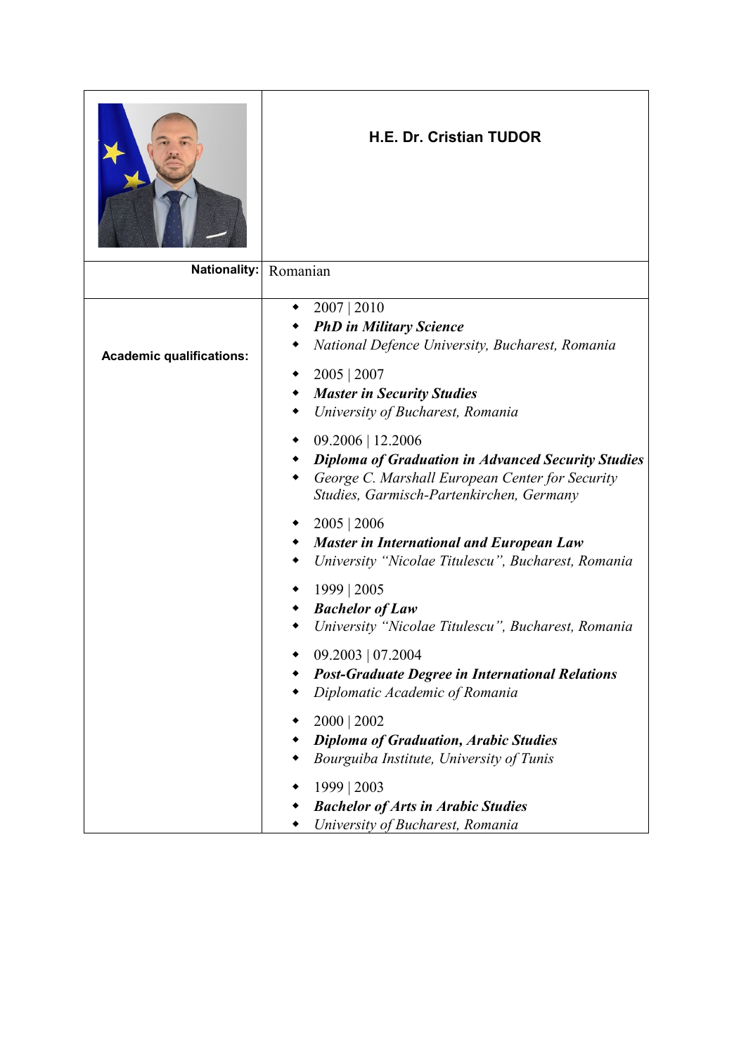| | **H.E. Dr. Cristian TUDOR** |
|---|---|
| **Nationality:** | Romanian |
| **Academic qualifications:** | • 2007 \| 2010<br>• ***PhD in Military Science***<br>• *National Defence University, Bucharest, Romania*<br><br>• 2005 \| 2007<br>• ***Master in Security Studies***<br>• *University of Bucharest, Romania*<br><br>• 09.2006 \| 12.2006<br>• ***Diploma of Graduation in Advanced Security Studies***<br>• *George C. Marshall European Center for Security Studies, Garmisch-Partenkirchen, Germany*<br><br>• 2005 \| 2006<br>• ***Master in International and European Law***<br>• *University "Nicolae Titulescu", Bucharest, Romania*<br><br>• 1999 \| 2005<br>• ***Bachelor of Law***<br>• *University "Nicolae Titulescu", Bucharest, Romania*<br><br>• 09.2003 \| 07.2004<br>• ***Post-Graduate Degree in International Relations***<br>• *Diplomatic Academic of Romania*<br><br>• 2000 \| 2002<br>• ***Diploma of Graduation, Arabic Studies***<br>• *Bourguiba Institute, University of Tunis*<br><br>• 1999 \| 2003<br>• ***Bachelor of Arts in Arabic Studies***<br>• *University of Bucharest, Romania* |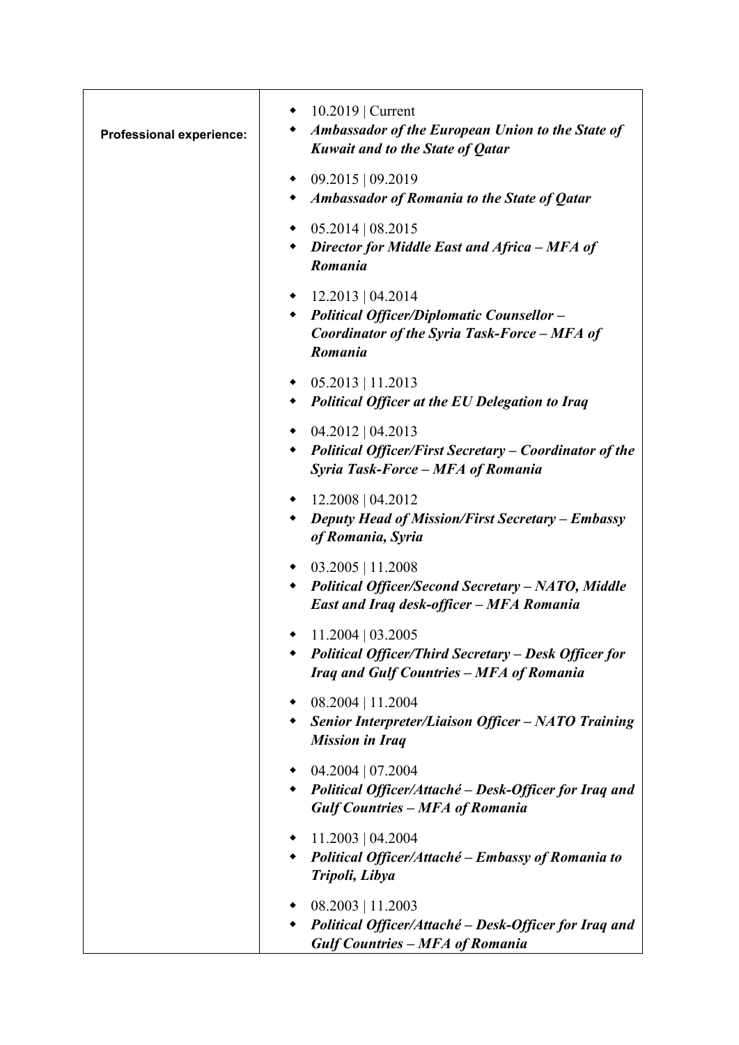| Professional experience: | |
|---|---|
| | - 10.2019 \| Current<br>- ***Ambassador of the European Union to the State of Kuwait and to the State of Qatar***<br>- 09.2015 \| 09.2019<br>- ***Ambassador of Romania to the State of Qatar***<br>- 05.2014 \| 08.2015<br>- ***Director for Middle East and Africa – MFA of Romania***<br>- 12.2013 \| 04.2014<br>- ***Political Officer/Diplomatic Counsellor – Coordinator of the Syria Task-Force – MFA of Romania***<br>- 05.2013 \| 11.2013<br>- ***Political Officer at the EU Delegation to Iraq***<br>- 04.2012 \| 04.2013<br>- ***Political Officer/First Secretary – Coordinator of the Syria Task-Force – MFA of Romania***<br>- 12.2008 \| 04.2012<br>- ***Deputy Head of Mission/First Secretary – Embassy of Romania, Syria***<br>- 03.2005 \| 11.2008<br>- ***Political Officer/Second Secretary – NATO, Middle East and Iraq desk-officer – MFA Romania***<br>- 11.2004 \| 03.2005<br>- ***Political Officer/Third Secretary – Desk Officer for Iraq and Gulf Countries – MFA of Romania***<br>- 08.2004 \| 11.2004<br>- ***Senior Interpreter/Liaison Officer – NATO Training Mission in Iraq***<br>- 04.2004 \| 07.2004<br>- ***Political Officer/Attaché – Desk-Officer for Iraq and Gulf Countries – MFA of Romania***<br>- 11.2003 \| 04.2004<br>- ***Political Officer/Attaché – Embassy of Romania to Tripoli, Libya***<br>- 08.2003 \| 11.2003<br>- ***Political Officer/Attaché – Desk-Officer for Iraq and Gulf Countries – MFA of Romania*** |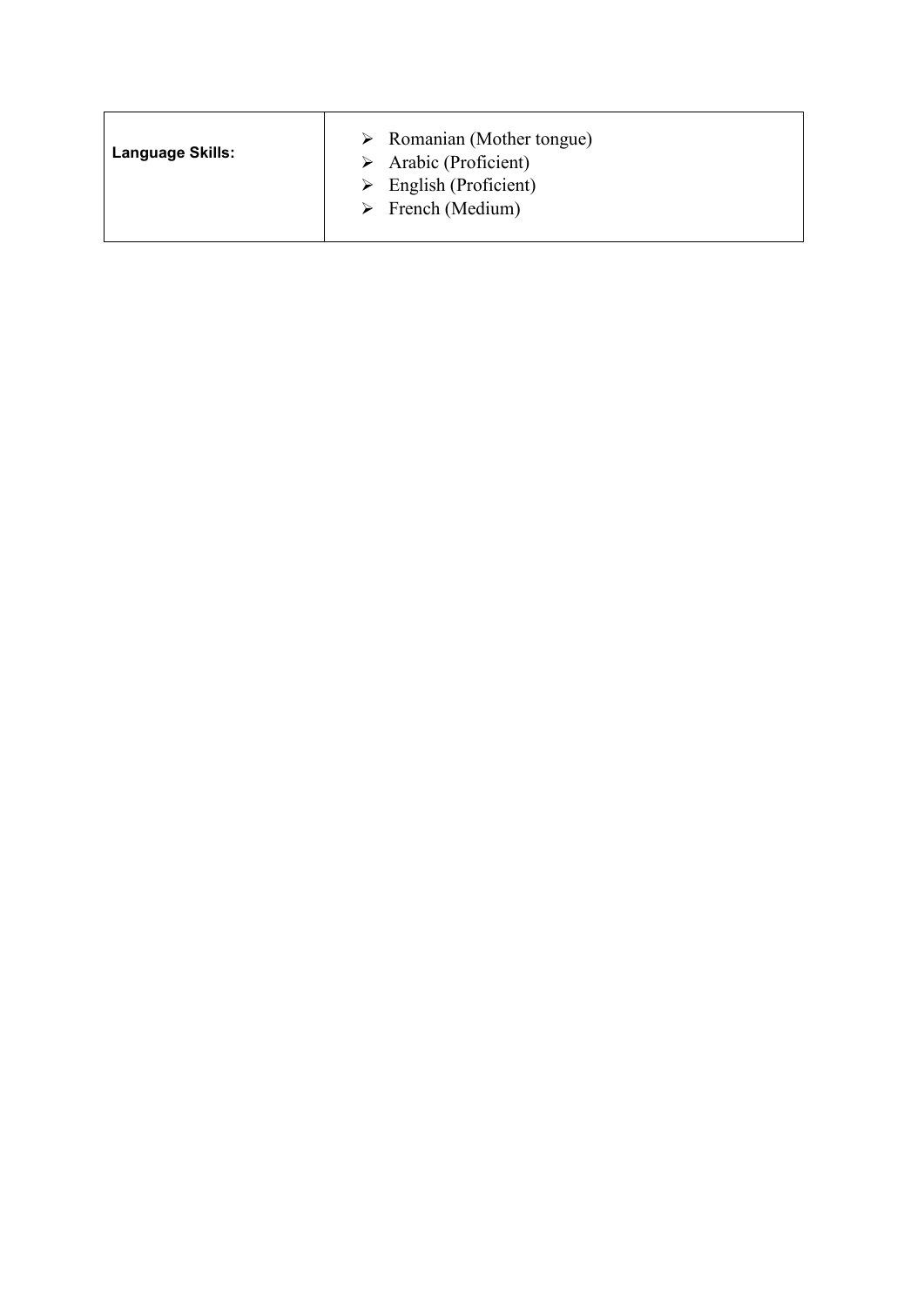| | |
|---|---|
| **Language Skills:** | ➢ Romanian (Mother tongue)<br>➢ Arabic (Proficient)<br>➢ English (Proficient)<br>➢ French (Medium) |